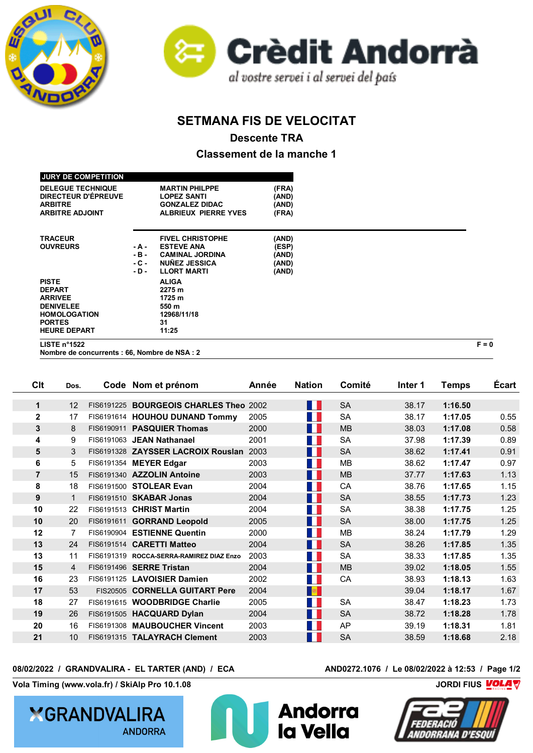# SETMANA FIS DE VELOCITAT

## Descente TRA

## Classement de la manche 1

**JURY DE COMPETITION**

| | | | |
|---|---|---|---|
| DELEGUE TECHNIQUE | | MARTIN PHILPPE | (FRA) |
| DIRECTEUR D'ÉPREUVE | | LOPEZ SANTI | (AND) |
| ARBITRE | | GONZALEZ DIDAC | (AND) |
| ARBITRE ADJOINT | | ALBRIEUX PIERRE YVES | (FRA) |
| TRACEUR | | FIVEL CHRISTOPHE | (AND) |
| OUVREURS | - A - | ESTEVE ANA | (ESP) |
| | - B - | CAMINAL JORDINA | (AND) |
| | - C - | NUÑEZ JESSICA | (AND) |
| | - D - | LLORT MARTI | (AND) |
| PISTE | | ALIGA | |
| DEPART | | 2275 m | |
| ARRIVEE | | 1725 m | |
| DENIVELEE | | 550 m | |
| HOMOLOGATION | | 12968/11/18 | |
| PORTES | | 31 | |
| HEURE DEPART | | 11:25 | |

LISTE n°1522 — F = 0

Nombre de concurrents : 66, Nombre de NSA : 2

| Clt | Dos. | Code | Nom et prénom | Année | Nation | Comité | Inter 1 | Temps | Écart |
|---|---|---|---|---|---|---|---|---|---|
| 1 | 12 | FIS6191225 | BOURGEOIS CHARLES Theo | 2002 | FRA | SA | 38.17 | 1:16.50 | |
| 2 | 17 | FIS6191614 | HOUHOU DUNAND Tommy | 2005 | FRA | SA | 38.17 | 1:17.05 | 0.55 |
| 3 | 8 | FIS6190911 | PASQUIER Thomas | 2000 | FRA | MB | 38.03 | 1:17.08 | 0.58 |
| 4 | 9 | FIS6191063 | JEAN Nathanael | 2001 | FRA | SA | 37.98 | 1:17.39 | 0.89 |
| 5 | 3 | FIS6191328 | ZAYSSER LACROIX Rouslan | 2003 | FRA | SA | 38.62 | 1:17.41 | 0.91 |
| 6 | 5 | FIS6191354 | MEYER Edgar | 2003 | FRA | MB | 38.62 | 1:17.47 | 0.97 |
| 7 | 15 | FIS6191340 | AZZOLIN Antoine | 2003 | FRA | MB | 37.77 | 1:17.63 | 1.13 |
| 8 | 18 | FIS6191500 | STOLEAR Evan | 2004 | FRA | CA | 38.76 | 1:17.65 | 1.15 |
| 9 | 1 | FIS6191510 | SKABAR Jonas | 2004 | FRA | SA | 38.55 | 1:17.73 | 1.23 |
| 10 | 22 | FIS6191513 | CHRIST Martin | 2004 | FRA | SA | 38.38 | 1:17.75 | 1.25 |
| 10 | 20 | FIS6191611 | GORRAND Leopold | 2005 | FRA | SA | 38.00 | 1:17.75 | 1.25 |
| 12 | 7 | FIS6190904 | ESTIENNE Quentin | 2000 | FRA | MB | 38.24 | 1:17.79 | 1.29 |
| 13 | 24 | FIS6191514 | CARETTI Matteo | 2004 | FRA | SA | 38.26 | 1:17.85 | 1.35 |
| 13 | 11 | FIS6191319 | ROCCA-SERRA-RAMIREZ DIAZ Enzo | 2003 | FRA | SA | 38.33 | 1:17.85 | 1.35 |
| 15 | 4 | FIS6191496 | SERRE Tristan | 2004 | FRA | MB | 39.02 | 1:18.05 | 1.55 |
| 16 | 23 | FIS6191125 | LAVOISIER Damien | 2002 | FRA | CA | 38.93 | 1:18.13 | 1.63 |
| 17 | 53 | FIS20505 | CORNELLA GUITART Pere | 2004 | AND | | 39.04 | 1:18.17 | 1.67 |
| 18 | 27 | FIS6191615 | WOODBRIDGE Charlie | 2005 | FRA | SA | 38.47 | 1:18.23 | 1.73 |
| 19 | 26 | FIS6191505 | HACQUARD Dylan | 2004 | FRA | SA | 38.72 | 1:18.28 | 1.78 |
| 20 | 16 | FIS6191308 | MAUBOUCHER Vincent | 2003 | FRA | AP | 39.19 | 1:18.31 | 1.81 |
| 21 | 10 | FIS6191315 | TALAYRACH Clement | 2003 | FRA | SA | 38.59 | 1:18.68 | 2.18 |

08/02/2022 / GRANDVALIRA - EL TARTER (AND) / ECA — AND0272.1076 / Le 08/02/2022 à 12:53

Vola Timing (www.vola.fr) / SkiAlp Pro 10.1.08 — JORDI FIUS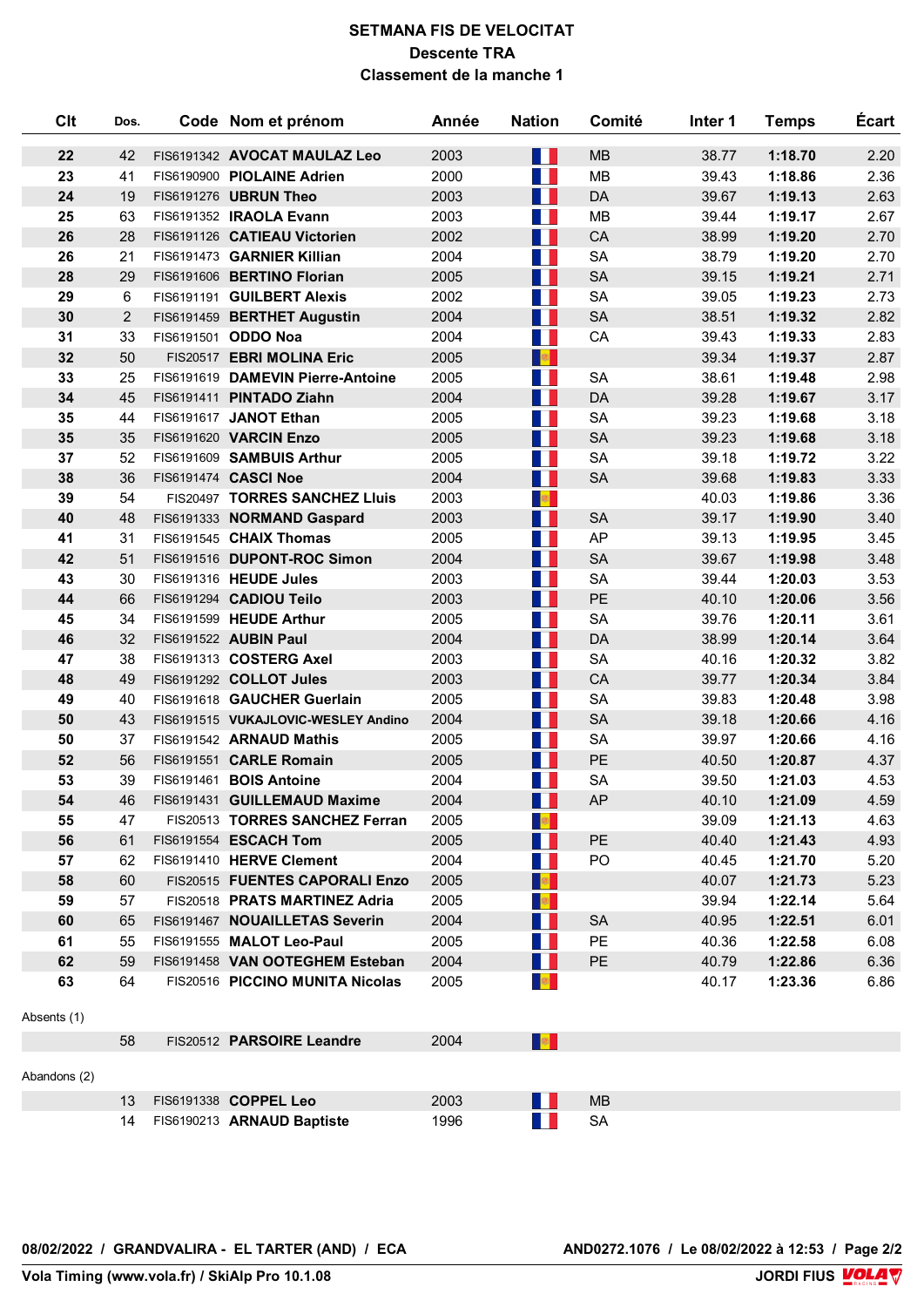**SETMANA FIS DE VELOCITAT**
**Descente TRA**
**Classement de la manche 1**

| Clt | Dos. | Code | Nom et prénom | Année | Nation | Comité | Inter 1 | Temps | Écart |
|---|---|---|---|---|---|---|---|---|---|
| **22** | 42 | FIS6191342 | **AVOCAT MAULAZ Leo** | 2003 | | MB | 38.77 | **1:18.70** | 2.20 |
| **23** | 41 | FIS6190900 | **PIOLAINE Adrien** | 2000 | | MB | 39.43 | **1:18.86** | 2.36 |
| **24** | 19 | FIS6191276 | **UBRUN Theo** | 2003 | | DA | 39.67 | **1:19.13** | 2.63 |
| **25** | 63 | FIS6191352 | **IRAOLA Evann** | 2003 | | MB | 39.44 | **1:19.17** | 2.67 |
| **26** | 28 | FIS6191126 | **CATIEAU Victorien** | 2002 | | CA | 38.99 | **1:19.20** | 2.70 |
| **26** | 21 | FIS6191473 | **GARNIER Killian** | 2004 | | SA | 38.79 | **1:19.20** | 2.70 |
| **28** | 29 | FIS6191606 | **BERTINO Florian** | 2005 | | SA | 39.15 | **1:19.21** | 2.71 |
| **29** | 6 | FIS6191191 | **GUILBERT Alexis** | 2002 | | SA | 39.05 | **1:19.23** | 2.73 |
| **30** | 2 | FIS6191459 | **BERTHET Augustin** | 2004 | | SA | 38.51 | **1:19.32** | 2.82 |
| **31** | 33 | FIS6191501 | **ODDO Noa** | 2004 | | CA | 39.43 | **1:19.33** | 2.83 |
| **32** | 50 | FIS20517 | **EBRI MOLINA Eric** | 2005 | | | 39.34 | **1:19.37** | 2.87 |
| **33** | 25 | FIS6191619 | **DAMEVIN Pierre-Antoine** | 2005 | | SA | 38.61 | **1:19.48** | 2.98 |
| **34** | 45 | FIS6191411 | **PINTADO Ziahn** | 2004 | | DA | 39.28 | **1:19.67** | 3.17 |
| **35** | 44 | FIS6191617 | **JANOT Ethan** | 2005 | | SA | 39.23 | **1:19.68** | 3.18 |
| **35** | 35 | FIS6191620 | **VARCIN Enzo** | 2005 | | SA | 39.23 | **1:19.68** | 3.18 |
| **37** | 52 | FIS6191609 | **SAMBUIS Arthur** | 2005 | | SA | 39.18 | **1:19.72** | 3.22 |
| **38** | 36 | FIS6191474 | **CASCI Noe** | 2004 | | SA | 39.68 | **1:19.83** | 3.33 |
| **39** | 54 | FIS20497 | **TORRES SANCHEZ Lluis** | 2003 | | | 40.03 | **1:19.86** | 3.36 |
| **40** | 48 | FIS6191333 | **NORMAND Gaspard** | 2003 | | SA | 39.17 | **1:19.90** | 3.40 |
| **41** | 31 | FIS6191545 | **CHAIX Thomas** | 2005 | | AP | 39.13 | **1:19.95** | 3.45 |
| **42** | 51 | FIS6191516 | **DUPONT-ROC Simon** | 2004 | | SA | 39.67 | **1:19.98** | 3.48 |
| **43** | 30 | FIS6191316 | **HEUDE Jules** | 2003 | | SA | 39.44 | **1:20.03** | 3.53 |
| **44** | 66 | FIS6191294 | **CADIOU Teilo** | 2003 | | PE | 40.10 | **1:20.06** | 3.56 |
| **45** | 34 | FIS6191599 | **HEUDE Arthur** | 2005 | | SA | 39.76 | **1:20.11** | 3.61 |
| **46** | 32 | FIS6191522 | **AUBIN Paul** | 2004 | | DA | 38.99 | **1:20.14** | 3.64 |
| **47** | 38 | FIS6191313 | **COSTERG Axel** | 2003 | | SA | 40.16 | **1:20.32** | 3.82 |
| **48** | 49 | FIS6191292 | **COLLOT Jules** | 2003 | | CA | 39.77 | **1:20.34** | 3.84 |
| **49** | 40 | FIS6191618 | **GAUCHER Guerlain** | 2005 | | SA | 39.83 | **1:20.48** | 3.98 |
| **50** | 43 | FIS6191515 | **VUKAJLOVIC-WESLEY Andino** | 2004 | | SA | 39.18 | **1:20.66** | 4.16 |
| **50** | 37 | FIS6191542 | **ARNAUD Mathis** | 2005 | | SA | 39.97 | **1:20.66** | 4.16 |
| **52** | 56 | FIS6191551 | **CARLE Romain** | 2005 | | PE | 40.50 | **1:20.87** | 4.37 |
| **53** | 39 | FIS6191461 | **BOIS Antoine** | 2004 | | SA | 39.50 | **1:21.03** | 4.53 |
| **54** | 46 | FIS6191431 | **GUILLEMAUD Maxime** | 2004 | | AP | 40.10 | **1:21.09** | 4.59 |
| **55** | 47 | FIS20513 | **TORRES SANCHEZ Ferran** | 2005 | | | 39.09 | **1:21.13** | 4.63 |
| **56** | 61 | FIS6191554 | **ESCACH Tom** | 2005 | | PE | 40.40 | **1:21.43** | 4.93 |
| **57** | 62 | FIS6191410 | **HERVE Clement** | 2004 | | PO | 40.45 | **1:21.70** | 5.20 |
| **58** | 60 | FIS20515 | **FUENTES CAPORALI Enzo** | 2005 | | | 40.07 | **1:21.73** | 5.23 |
| **59** | 57 | FIS20518 | **PRATS MARTINEZ Adria** | 2005 | | | 39.94 | **1:22.14** | 5.64 |
| **60** | 65 | FIS6191467 | **NOUAILLETAS Severin** | 2004 | | SA | 40.95 | **1:22.51** | 6.01 |
| **61** | 55 | FIS6191555 | **MALOT Leo-Paul** | 2005 | | PE | 40.36 | **1:22.58** | 6.08 |
| **62** | 59 | FIS6191458 | **VAN OOTEGHEM Esteban** | 2004 | | PE | 40.79 | **1:22.86** | 6.36 |
| **63** | 64 | FIS20516 | **PICCINO MUNITA Nicolas** | 2005 | | | 40.17 | **1:23.36** | 6.86 |

Absents (1)

| Clt | Dos. | Code | Nom et prénom | Année | Nation | Comité | Inter 1 | Temps | Écart |
|---|---|---|---|---|---|---|---|---|---|
| | 58 | FIS20512 | **PARSOIRE Leandre** | 2004 | | | | | |

Abandons (2)

| Clt | Dos. | Code | Nom et prénom | Année | Nation | Comité | Inter 1 | Temps | Écart |
|---|---|---|---|---|---|---|---|---|---|
| | 13 | FIS6191338 | **COPPEL Leo** | 2003 | | MB | | | |
| | 14 | FIS6190213 | **ARNAUD Baptiste** | 1996 | | SA | | | |

**08/02/2022 / GRANDVALIRA - EL TARTER (AND) / ECA**

**AND0272.1076 / Le 08/02/2022 à 12:53**

**Vola Timing (www.vola.fr) / SkiAlp Pro 10.1.08**

**JORDI FIUS**